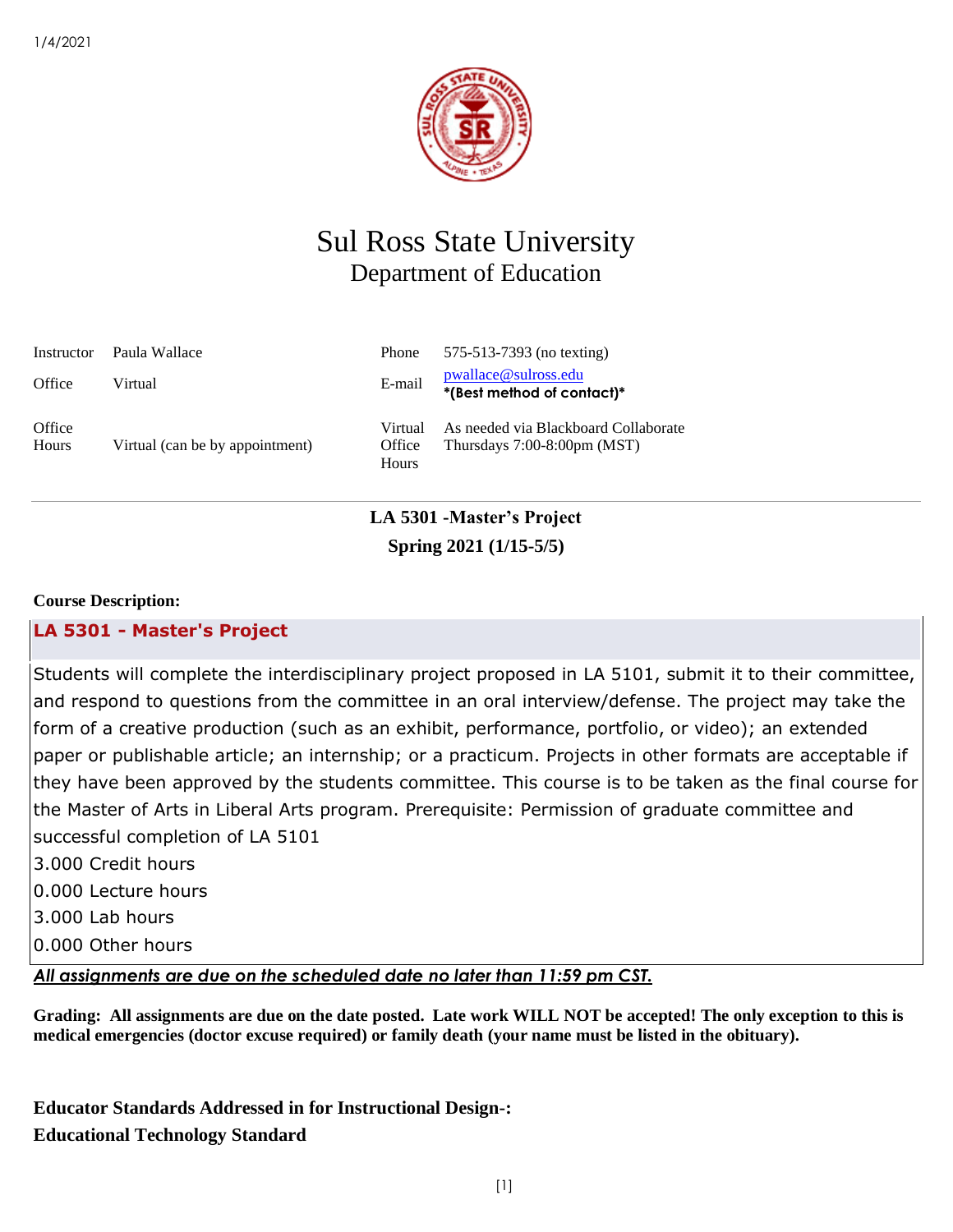# Sul Ross State University
## Department of Education

| | | | |
|---|---|---|---|
| Instructor | Paula Wallace | Phone | 575-513-7393 (no texting) |
| Office | Virtual | E-mail | pwallace@sulross.edu **\*(Best method of contact)\*** |
| Office Hours | Virtual (can be by appointment) | Virtual Office Hours | As needed via Blackboard Collaborate Thursdays 7:00-8:00pm (MST) |

---

**LA 5301 -Master's Project**

**Spring 2021 (1/15-5/5)**

**Course Description:**

**LA 5301 - Master's Project**

Students will complete the interdisciplinary project proposed in LA 5101, submit it to their committee, and respond to questions from the committee in an oral interview/defense. The project may take the form of a creative production (such as an exhibit, performance, portfolio, or video); an extended paper or publishable article; an internship; or a practicum. Projects in other formats are acceptable if they have been approved by the students committee. This course is to be taken as the final course for the Master of Arts in Liberal Arts program. Prerequisite: Permission of graduate committee and successful completion of LA 5101

3.000 Credit hours
0.000 Lecture hours
3.000 Lab hours
0.000 Other hours

***All assignments are due on the scheduled date no later than 11:59 pm CST.***

**Grading: All assignments are due on the date posted. Late work WILL NOT be accepted! The only exception to this is medical emergencies (doctor excuse required) or family death (your name must be listed in the obituary).**

**Educator Standards Addressed in for Instructional Design-:**

**Educational Technology Standard**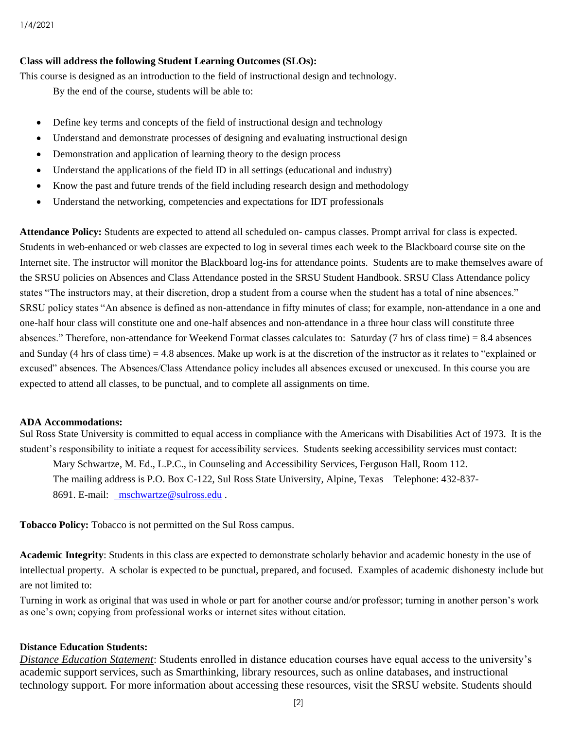**Class will address the following Student Learning Outcomes (SLOs):**

This course is designed as an introduction to the field of instructional design and technology.

By the end of the course, students will be able to:

- Define key terms and concepts of the field of instructional design and technology
- Understand and demonstrate processes of designing and evaluating instructional design
- Demonstration and application of learning theory to the design process
- Understand the applications of the field ID in all settings (educational and industry)
- Know the past and future trends of the field including research design and methodology
- Understand the networking, competencies and expectations for IDT professionals

**Attendance Policy:** Students are expected to attend all scheduled on- campus classes. Prompt arrival for class is expected. Students in web-enhanced or web classes are expected to log in several times each week to the Blackboard course site on the Internet site. The instructor will monitor the Blackboard log-ins for attendance points. Students are to make themselves aware of the SRSU policies on Absences and Class Attendance posted in the SRSU Student Handbook. SRSU Class Attendance policy states "The instructors may, at their discretion, drop a student from a course when the student has a total of nine absences." SRSU policy states "An absence is defined as non-attendance in fifty minutes of class; for example, non-attendance in a one and one-half hour class will constitute one and one-half absences and non-attendance in a three hour class will constitute three absences." Therefore, non-attendance for Weekend Format classes calculates to: Saturday (7 hrs of class time) = 8.4 absences and Sunday (4 hrs of class time) = 4.8 absences. Make up work is at the discretion of the instructor as it relates to "explained or excused" absences. The Absences/Class Attendance policy includes all absences excused or unexcused. In this course you are expected to attend all classes, to be punctual, and to complete all assignments on time.

**ADA Accommodations:**

Sul Ross State University is committed to equal access in compliance with the Americans with Disabilities Act of 1973. It is the student's responsibility to initiate a request for accessibility services. Students seeking accessibility services must contact:

Mary Schwartze, M. Ed., L.P.C., in Counseling and Accessibility Services, Ferguson Hall, Room 112. The mailing address is P.O. Box C-122, Sul Ross State University, Alpine, Texas Telephone: 432-837-8691. E-mail: mschwartze@sulross.edu .

**Tobacco Policy:** Tobacco is not permitted on the Sul Ross campus.

**Academic Integrity**: Students in this class are expected to demonstrate scholarly behavior and academic honesty in the use of intellectual property. A scholar is expected to be punctual, prepared, and focused. Examples of academic dishonesty include but are not limited to:

Turning in work as original that was used in whole or part for another course and/or professor; turning in another person's work as one's own; copying from professional works or internet sites without citation.

**Distance Education Students:**

*Distance Education Statement*: Students enrolled in distance education courses have equal access to the university's academic support services, such as Smarthinking, library resources, such as online databases, and instructional technology support. For more information about accessing these resources, visit the SRSU website. Students should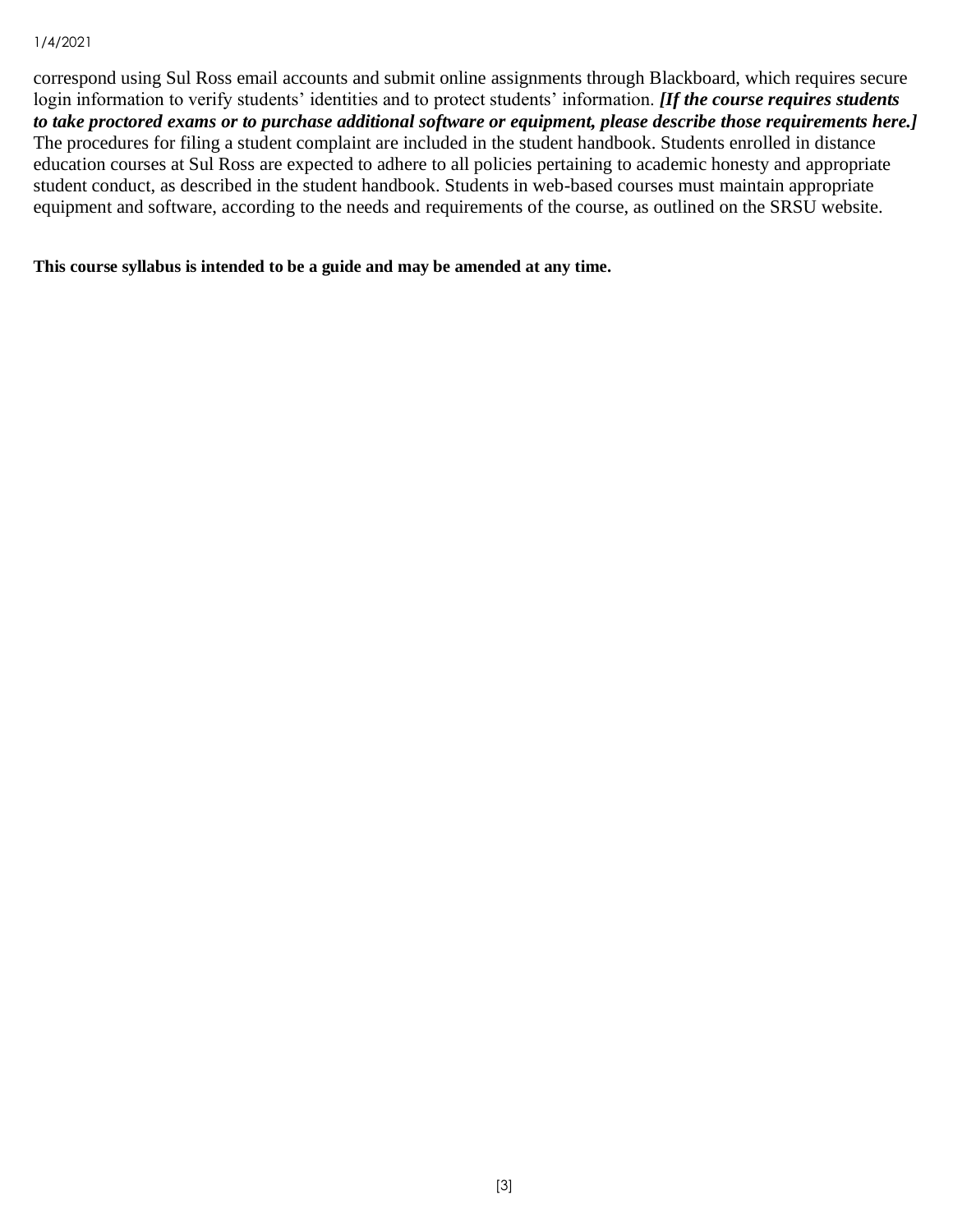correspond using Sul Ross email accounts and submit online assignments through Blackboard, which requires secure login information to verify students' identities and to protect students' information. ***[If the course requires students to take proctored exams or to purchase additional software or equipment, please describe those requirements here.]*** The procedures for filing a student complaint are included in the student handbook. Students enrolled in distance education courses at Sul Ross are expected to adhere to all policies pertaining to academic honesty and appropriate student conduct, as described in the student handbook. Students in web-based courses must maintain appropriate equipment and software, according to the needs and requirements of the course, as outlined on the SRSU website.

**This course syllabus is intended to be a guide and may be amended at any time.**